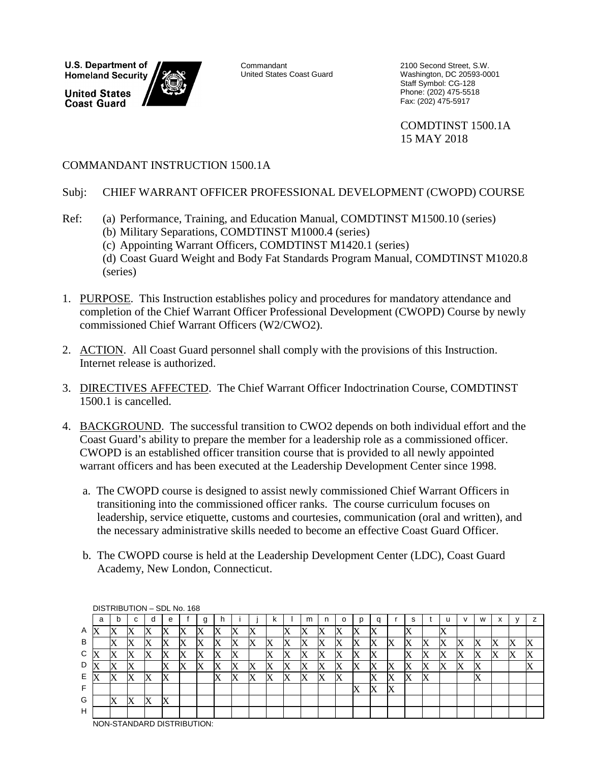**U.S. Department of Homeland Security**

**United States Coast Guard**

Commandant
United States Coast Guard

2100 Second Street, S.W.
Washington, DC 20593-0001
Staff Symbol: CG-128
Phone: (202) 475-5518
Fax: (202) 475-5917

COMDTINST 1500.1A
15 MAY 2018

COMMANDANT INSTRUCTION 1500.1A

Subj: CHIEF WARRANT OFFICER PROFESSIONAL DEVELOPMENT (CWOPD) COURSE

Ref:
(a) Performance, Training, and Education Manual, COMDTINST M1500.10 (series)
(b) Military Separations, COMDTINST M1000.4 (series)
(c) Appointing Warrant Officers, COMDTINST M1420.1 (series)
(d) Coast Guard Weight and Body Fat Standards Program Manual, COMDTINST M1020.8 (series)

1. PURPOSE. This Instruction establishes policy and procedures for mandatory attendance and completion of the Chief Warrant Officer Professional Development (CWOPD) Course by newly commissioned Chief Warrant Officers (W2/CWO2).

2. ACTION. All Coast Guard personnel shall comply with the provisions of this Instruction. Internet release is authorized.

3. DIRECTIVES AFFECTED. The Chief Warrant Officer Indoctrination Course, COMDTINST 1500.1 is cancelled.

4. BACKGROUND. The successful transition to CWO2 depends on both individual effort and the Coast Guard's ability to prepare the member for a leadership role as a commissioned officer. CWOPD is an established officer transition course that is provided to all newly appointed warrant officers and has been executed at the Leadership Development Center since 1998.

   a. The CWOPD course is designed to assist newly commissioned Chief Warrant Officers in transitioning into the commissioned officer ranks. The course curriculum focuses on leadership, service etiquette, customs and courtesies, communication (oral and written), and the necessary administrative skills needed to become an effective Coast Guard Officer.

   b. The CWOPD course is held at the Leadership Development Center (LDC), Coast Guard Academy, New London, Connecticut.

DISTRIBUTION – SDL No. 168

| | a | b | c | d | e | f | g | h | i | j | k | l | m | n | o | p | q | r | s | t | u | v | w | x | y | z |
|---|---|---|---|---|---|---|---|---|---|---|---|---|---|---|---|---|---|---|---|---|---|---|---|---|---|---|
| A | X | X | X | X | X | X | X | X | X | X | | X | X | X | X | X | X | | X | | X | | | | | |
| B | | X | X | X | X | X | X | X | X | X | X | X | X | X | X | X | X | X | X | X | X | X | X | X | X | X |
| C | X | X | X | X | X | X | X | X | X | | X | X | X | X | X | X | X | | X | X | X | X | X | X | X | X |
| D | X | X | X | | X | X | X | X | X | X | X | X | X | X | X | X | X | X | X | X | X | X | X | | | X |
| E | X | X | X | X | X | | | X | X | X | X | X | X | X | X | | X | X | X | X | | | X | | | |
| F | | | | | | | | | | | | | | | | X | X | X | | | | | | | | |
| G | | X | X | X | X | | | | | | | | | | | | | | | | | | | | | |
| H | | | | | | | | | | | | | | | | | | | | | | | | | | |

NON-STANDARD DISTRIBUTION: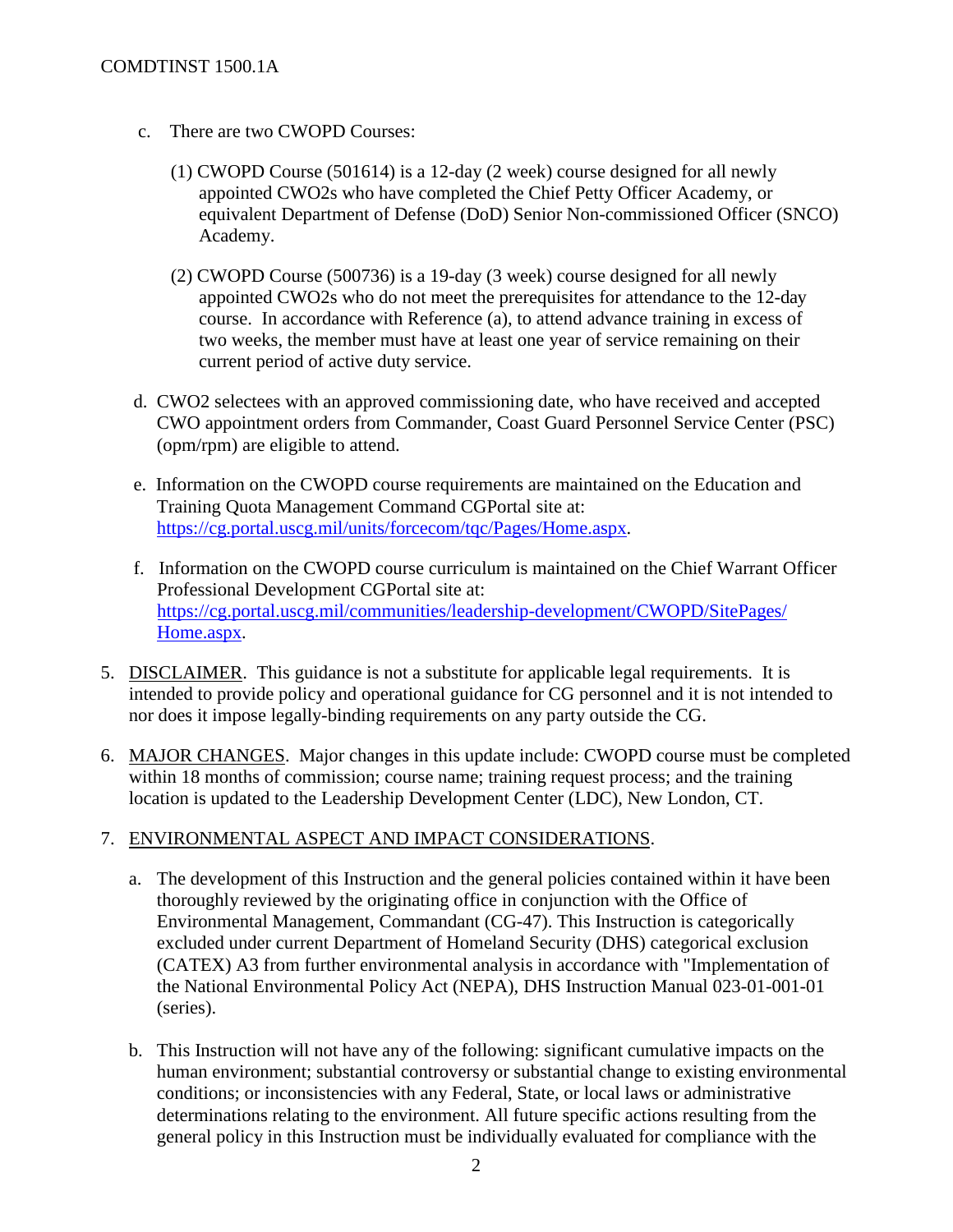c. There are two CWOPD Courses:

   (1) CWOPD Course (501614) is a 12-day (2 week) course designed for all newly appointed CWO2s who have completed the Chief Petty Officer Academy, or equivalent Department of Defense (DoD) Senior Non-commissioned Officer (SNCO) Academy.

   (2) CWOPD Course (500736) is a 19-day (3 week) course designed for all newly appointed CWO2s who do not meet the prerequisites for attendance to the 12-day course. In accordance with Reference (a), to attend advance training in excess of two weeks, the member must have at least one year of service remaining on their current period of active duty service.

d. CWO2 selectees with an approved commissioning date, who have received and accepted CWO appointment orders from Commander, Coast Guard Personnel Service Center (PSC) (opm/rpm) are eligible to attend.

e. Information on the CWOPD course requirements are maintained on the Education and Training Quota Management Command CGPortal site at: https://cg.portal.uscg.mil/units/forcecom/tqc/Pages/Home.aspx.

f. Information on the CWOPD course curriculum is maintained on the Chief Warrant Officer Professional Development CGPortal site at: https://cg.portal.uscg.mil/communities/leadership-development/CWOPD/SitePages/Home.aspx.

5. DISCLAIMER. This guidance is not a substitute for applicable legal requirements. It is intended to provide policy and operational guidance for CG personnel and it is not intended to nor does it impose legally-binding requirements on any party outside the CG.

6. MAJOR CHANGES. Major changes in this update include: CWOPD course must be completed within 18 months of commission; course name; training request process; and the training location is updated to the Leadership Development Center (LDC), New London, CT.

7. ENVIRONMENTAL ASPECT AND IMPACT CONSIDERATIONS.

   a. The development of this Instruction and the general policies contained within it have been thoroughly reviewed by the originating office in conjunction with the Office of Environmental Management, Commandant (CG-47). This Instruction is categorically excluded under current Department of Homeland Security (DHS) categorical exclusion (CATEX) A3 from further environmental analysis in accordance with "Implementation of the National Environmental Policy Act (NEPA), DHS Instruction Manual 023-01-001-01 (series).

   b. This Instruction will not have any of the following: significant cumulative impacts on the human environment; substantial controversy or substantial change to existing environmental conditions; or inconsistencies with any Federal, State, or local laws or administrative determinations relating to the environment. All future specific actions resulting from the general policy in this Instruction must be individually evaluated for compliance with the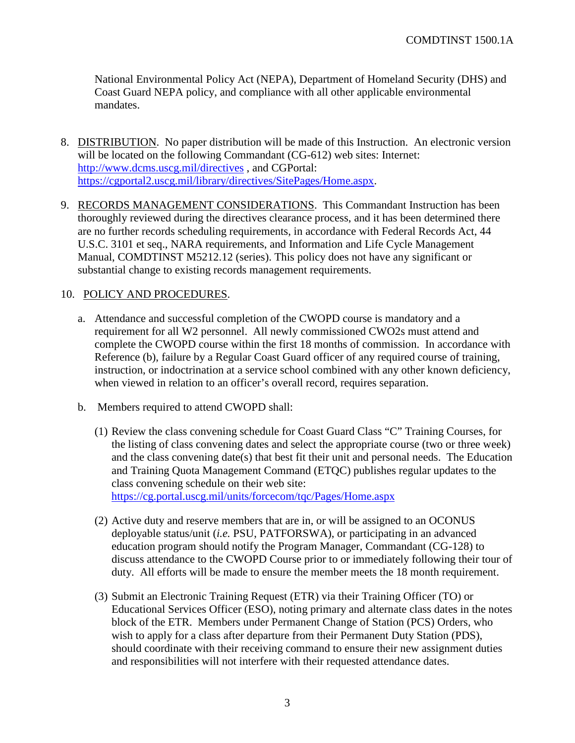National Environmental Policy Act (NEPA), Department of Homeland Security (DHS) and Coast Guard NEPA policy, and compliance with all other applicable environmental mandates.

8. DISTRIBUTION. No paper distribution will be made of this Instruction. An electronic version will be located on the following Commandant (CG-612) web sites: Internet: http://www.dcms.uscg.mil/directives , and CGPortal: https://cgportal2.uscg.mil/library/directives/SitePages/Home.aspx.

9. RECORDS MANAGEMENT CONSIDERATIONS. This Commandant Instruction has been thoroughly reviewed during the directives clearance process, and it has been determined there are no further records scheduling requirements, in accordance with Federal Records Act, 44 U.S.C. 3101 et seq., NARA requirements, and Information and Life Cycle Management Manual, COMDTINST M5212.12 (series). This policy does not have any significant or substantial change to existing records management requirements.

10. POLICY AND PROCEDURES.

a. Attendance and successful completion of the CWOPD course is mandatory and a requirement for all W2 personnel. All newly commissioned CWO2s must attend and complete the CWOPD course within the first 18 months of commission. In accordance with Reference (b), failure by a Regular Coast Guard officer of any required course of training, instruction, or indoctrination at a service school combined with any other known deficiency, when viewed in relation to an officer's overall record, requires separation.

b. Members required to attend CWOPD shall:

(1) Review the class convening schedule for Coast Guard Class "C" Training Courses, for the listing of class convening dates and select the appropriate course (two or three week) and the class convening date(s) that best fit their unit and personal needs. The Education and Training Quota Management Command (ETQC) publishes regular updates to the class convening schedule on their web site: https://cg.portal.uscg.mil/units/forcecom/tqc/Pages/Home.aspx

(2) Active duty and reserve members that are in, or will be assigned to an OCONUS deployable status/unit (*i.e.* PSU, PATFORSWA), or participating in an advanced education program should notify the Program Manager, Commandant (CG-128) to discuss attendance to the CWOPD Course prior to or immediately following their tour of duty. All efforts will be made to ensure the member meets the 18 month requirement.

(3) Submit an Electronic Training Request (ETR) via their Training Officer (TO) or Educational Services Officer (ESO), noting primary and alternate class dates in the notes block of the ETR. Members under Permanent Change of Station (PCS) Orders, who wish to apply for a class after departure from their Permanent Duty Station (PDS), should coordinate with their receiving command to ensure their new assignment duties and responsibilities will not interfere with their requested attendance dates.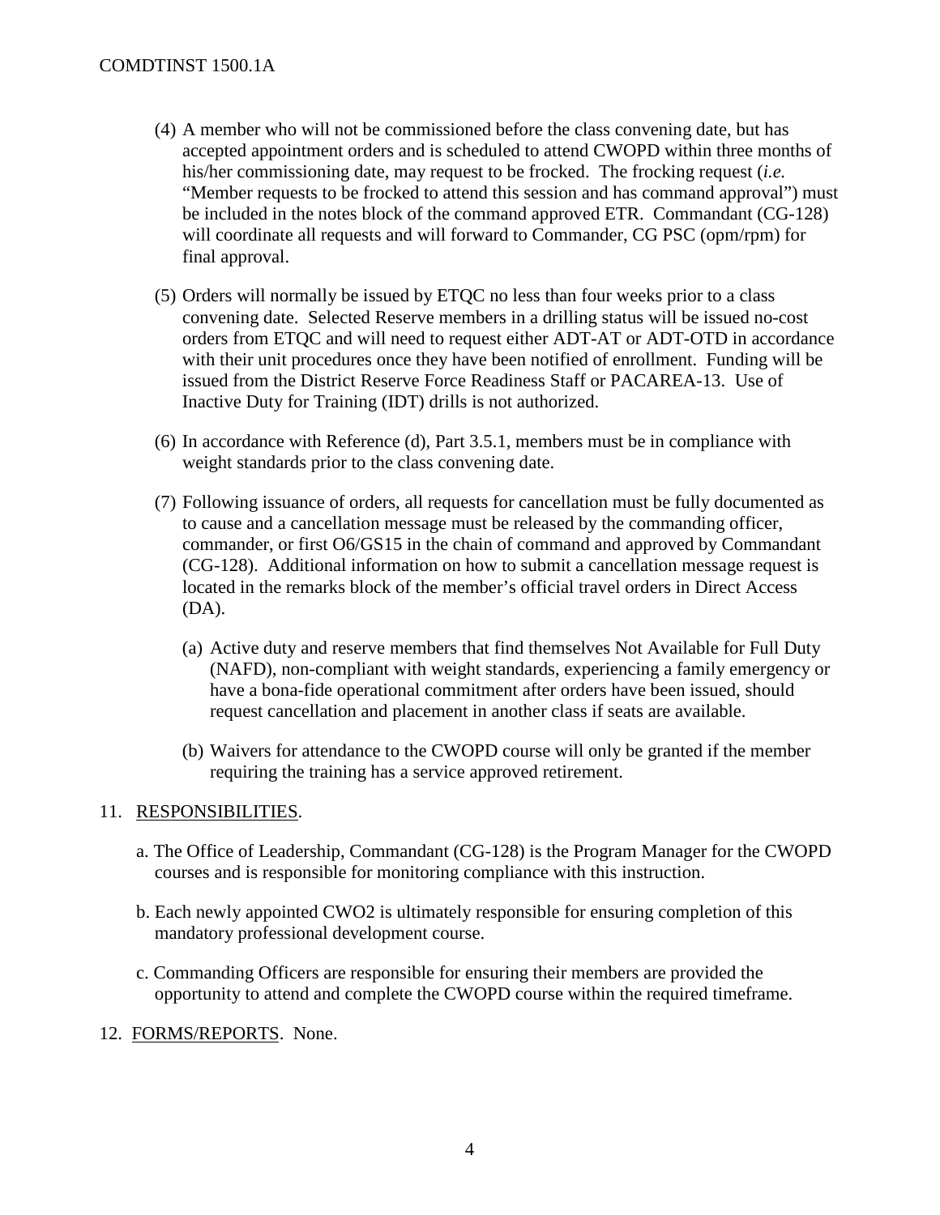(4) A member who will not be commissioned before the class convening date, but has accepted appointment orders and is scheduled to attend CWOPD within three months of his/her commissioning date, may request to be frocked. The frocking request (*i.e.* "Member requests to be frocked to attend this session and has command approval") must be included in the notes block of the command approved ETR. Commandant (CG-128) will coordinate all requests and will forward to Commander, CG PSC (opm/rpm) for final approval.

(5) Orders will normally be issued by ETQC no less than four weeks prior to a class convening date. Selected Reserve members in a drilling status will be issued no-cost orders from ETQC and will need to request either ADT-AT or ADT-OTD in accordance with their unit procedures once they have been notified of enrollment. Funding will be issued from the District Reserve Force Readiness Staff or PACAREA-13. Use of Inactive Duty for Training (IDT) drills is not authorized.

(6) In accordance with Reference (d), Part 3.5.1, members must be in compliance with weight standards prior to the class convening date.

(7) Following issuance of orders, all requests for cancellation must be fully documented as to cause and a cancellation message must be released by the commanding officer, commander, or first O6/GS15 in the chain of command and approved by Commandant (CG-128). Additional information on how to submit a cancellation message request is located in the remarks block of the member's official travel orders in Direct Access (DA).

  (a) Active duty and reserve members that find themselves Not Available for Full Duty (NAFD), non-compliant with weight standards, experiencing a family emergency or have a bona-fide operational commitment after orders have been issued, should request cancellation and placement in another class if seats are available.

  (b) Waivers for attendance to the CWOPD course will only be granted if the member requiring the training has a service approved retirement.

11. RESPONSIBILITIES.

  a. The Office of Leadership, Commandant (CG-128) is the Program Manager for the CWOPD courses and is responsible for monitoring compliance with this instruction.

  b. Each newly appointed CWO2 is ultimately responsible for ensuring completion of this mandatory professional development course.

  c. Commanding Officers are responsible for ensuring their members are provided the opportunity to attend and complete the CWOPD course within the required timeframe.

12. FORMS/REPORTS. None.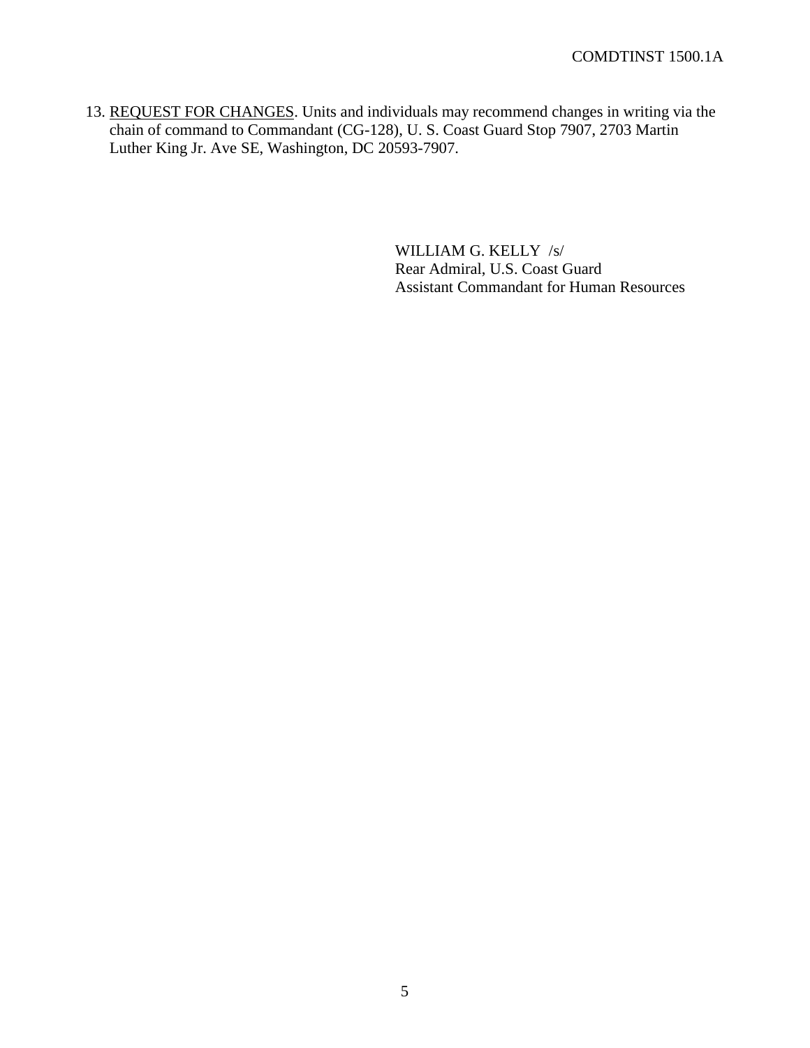13. REQUEST FOR CHANGES. Units and individuals may recommend changes in writing via the chain of command to Commandant (CG-128), U. S. Coast Guard Stop 7907, 2703 Martin Luther King Jr. Ave SE, Washington, DC 20593-7907.

WILLIAM G. KELLY /s/
Rear Admiral, U.S. Coast Guard
Assistant Commandant for Human Resources